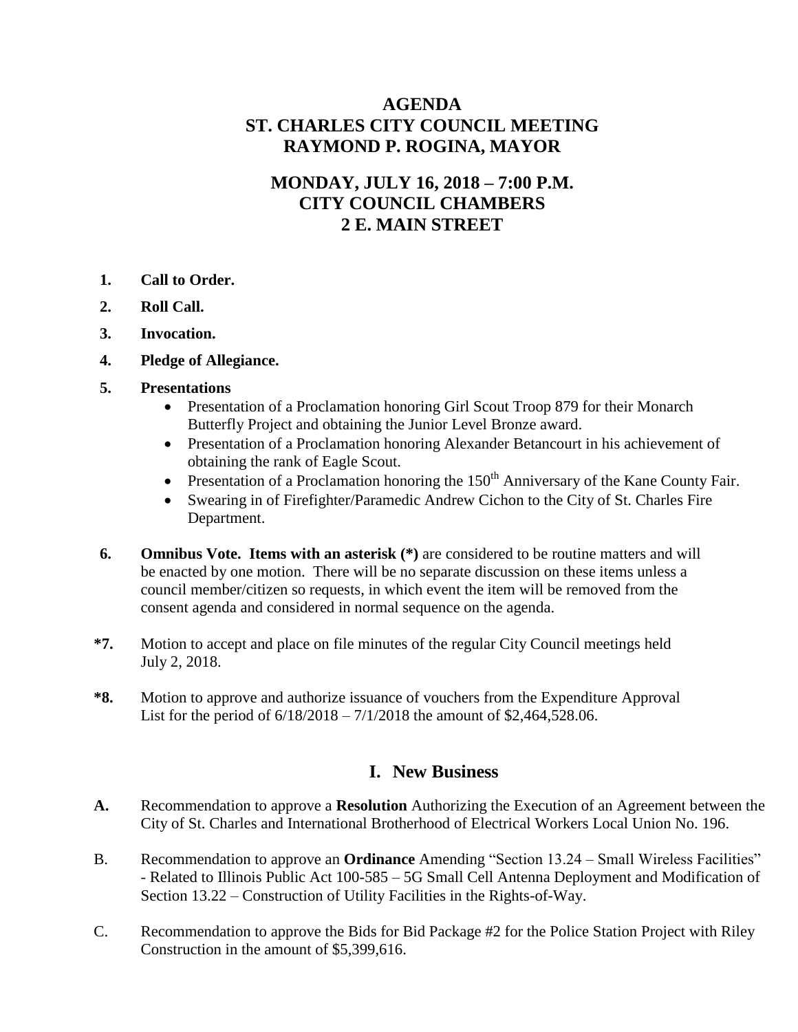# AGENDA
# ST. CHARLES CITY COUNCIL MEETING
# RAYMOND P. ROGINA, MAYOR

## MONDAY, JULY 16, 2018 – 7:00 P.M.
## CITY COUNCIL CHAMBERS
## 2 E. MAIN STREET

1. **Call to Order.**
2. **Roll Call.**
3. **Invocation.**
4. **Pledge of Allegiance.**
5. **Presentations**
   - Presentation of a Proclamation honoring Girl Scout Troop 879 for their Monarch Butterfly Project and obtaining the Junior Level Bronze award.
   - Presentation of a Proclamation honoring Alexander Betancourt in his achievement of obtaining the rank of Eagle Scout.
   - Presentation of a Proclamation honoring the 150th Anniversary of the Kane County Fair.
   - Swearing in of Firefighter/Paramedic Andrew Cichon to the City of St. Charles Fire Department.

**6.** **Omnibus Vote. Items with an asterisk (*)** are considered to be routine matters and will be enacted by one motion. There will be no separate discussion on these items unless a council member/citizen so requests, in which event the item will be removed from the consent agenda and considered in normal sequence on the agenda.

**\*7.** Motion to accept and place on file minutes of the regular City Council meetings held July 2, 2018.

**\*8.** Motion to approve and authorize issuance of vouchers from the Expenditure Approval List for the period of 6/18/2018 – 7/1/2018 the amount of $2,464,528.06.

## I. New Business

**A.** Recommendation to approve a **Resolution** Authorizing the Execution of an Agreement between the City of St. Charles and International Brotherhood of Electrical Workers Local Union No. 196.

B. Recommendation to approve an **Ordinance** Amending "Section 13.24 – Small Wireless Facilities" - Related to Illinois Public Act 100-585 – 5G Small Cell Antenna Deployment and Modification of Section 13.22 – Construction of Utility Facilities in the Rights-of-Way.

C. Recommendation to approve the Bids for Bid Package #2 for the Police Station Project with Riley Construction in the amount of $5,399,616.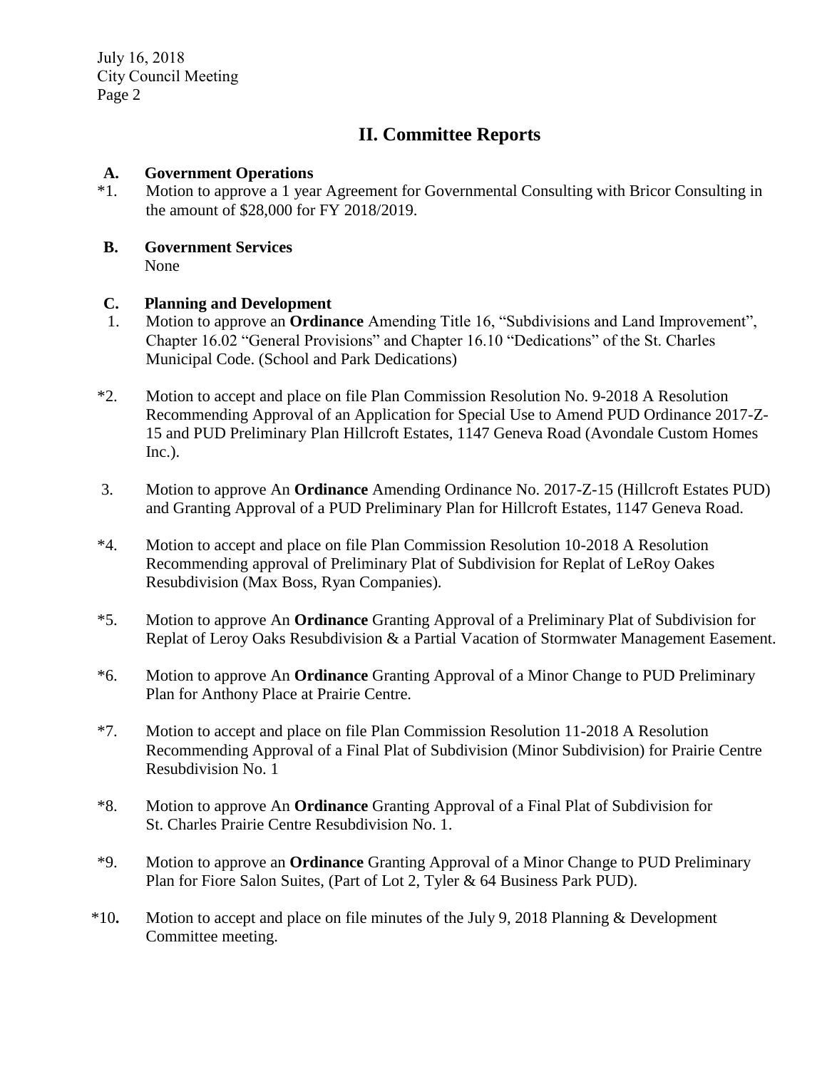## II. Committee Reports

### A. Government Operations

*1. Motion to approve a 1 year Agreement for Governmental Consulting with Bricor Consulting in the amount of $28,000 for FY 2018/2019.

### B. Government Services

None

### C. Planning and Development

1. Motion to approve an **Ordinance** Amending Title 16, "Subdivisions and Land Improvement", Chapter 16.02 "General Provisions" and Chapter 16.10 "Dedications" of the St. Charles Municipal Code. (School and Park Dedications)

*2. Motion to accept and place on file Plan Commission Resolution No. 9-2018 A Resolution Recommending Approval of an Application for Special Use to Amend PUD Ordinance 2017-Z-15 and PUD Preliminary Plan Hillcroft Estates, 1147 Geneva Road (Avondale Custom Homes Inc.).

3. Motion to approve An **Ordinance** Amending Ordinance No. 2017-Z-15 (Hillcroft Estates PUD) and Granting Approval of a PUD Preliminary Plan for Hillcroft Estates, 1147 Geneva Road.

*4. Motion to accept and place on file Plan Commission Resolution 10-2018 A Resolution Recommending approval of Preliminary Plat of Subdivision for Replat of LeRoy Oakes Resubdivision (Max Boss, Ryan Companies).

*5. Motion to approve An **Ordinance** Granting Approval of a Preliminary Plat of Subdivision for Replat of Leroy Oaks Resubdivision & a Partial Vacation of Stormwater Management Easement.

*6. Motion to approve An **Ordinance** Granting Approval of a Minor Change to PUD Preliminary Plan for Anthony Place at Prairie Centre.

*7. Motion to accept and place on file Plan Commission Resolution 11-2018 A Resolution Recommending Approval of a Final Plat of Subdivision (Minor Subdivision) for Prairie Centre Resubdivision No. 1

*8. Motion to approve An **Ordinance** Granting Approval of a Final Plat of Subdivision for St. Charles Prairie Centre Resubdivision No. 1.

*9. Motion to approve an **Ordinance** Granting Approval of a Minor Change to PUD Preliminary Plan for Fiore Salon Suites, (Part of Lot 2, Tyler & 64 Business Park PUD).

*10**.** Motion to accept and place on file minutes of the July 9, 2018 Planning & Development Committee meeting.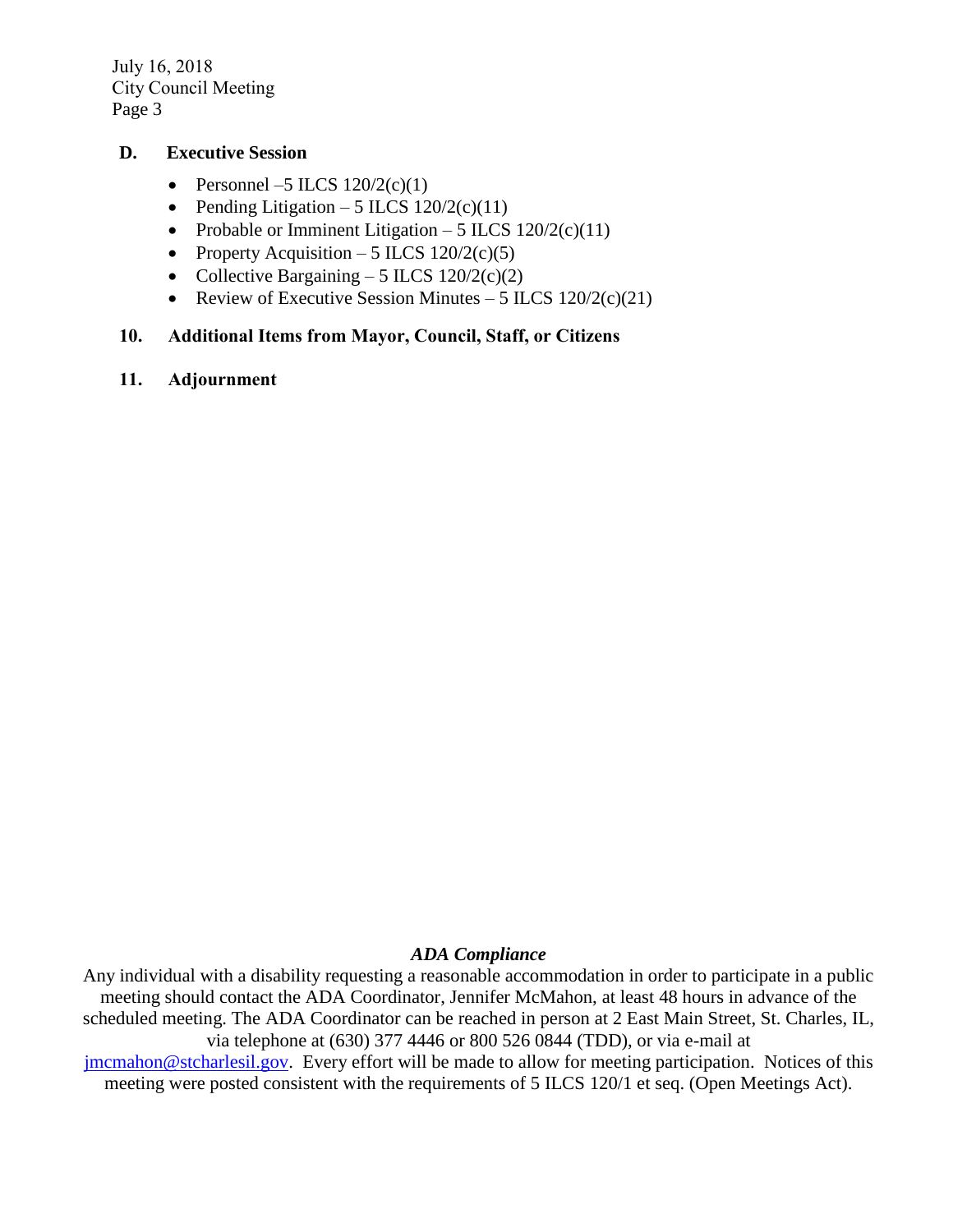**D. Executive Session**

- Personnel –5 ILCS 120/2(c)(1)
- Pending Litigation – 5 ILCS 120/2(c)(11)
- Probable or Imminent Litigation – 5 ILCS 120/2(c)(11)
- Property Acquisition – 5 ILCS 120/2(c)(5)
- Collective Bargaining – 5 ILCS 120/2(c)(2)
- Review of Executive Session Minutes – 5 ILCS 120/2(c)(21)

**10. Additional Items from Mayor, Council, Staff, or Citizens**

**11. Adjournment**

***ADA Compliance***

Any individual with a disability requesting a reasonable accommodation in order to participate in a public meeting should contact the ADA Coordinator, Jennifer McMahon, at least 48 hours in advance of the scheduled meeting. The ADA Coordinator can be reached in person at 2 East Main Street, St. Charles, IL, via telephone at (630) 377 4446 or 800 526 0844 (TDD), or via e-mail at jmcmahon@stcharlesil.gov. Every effort will be made to allow for meeting participation. Notices of this meeting were posted consistent with the requirements of 5 ILCS 120/1 et seq. (Open Meetings Act).